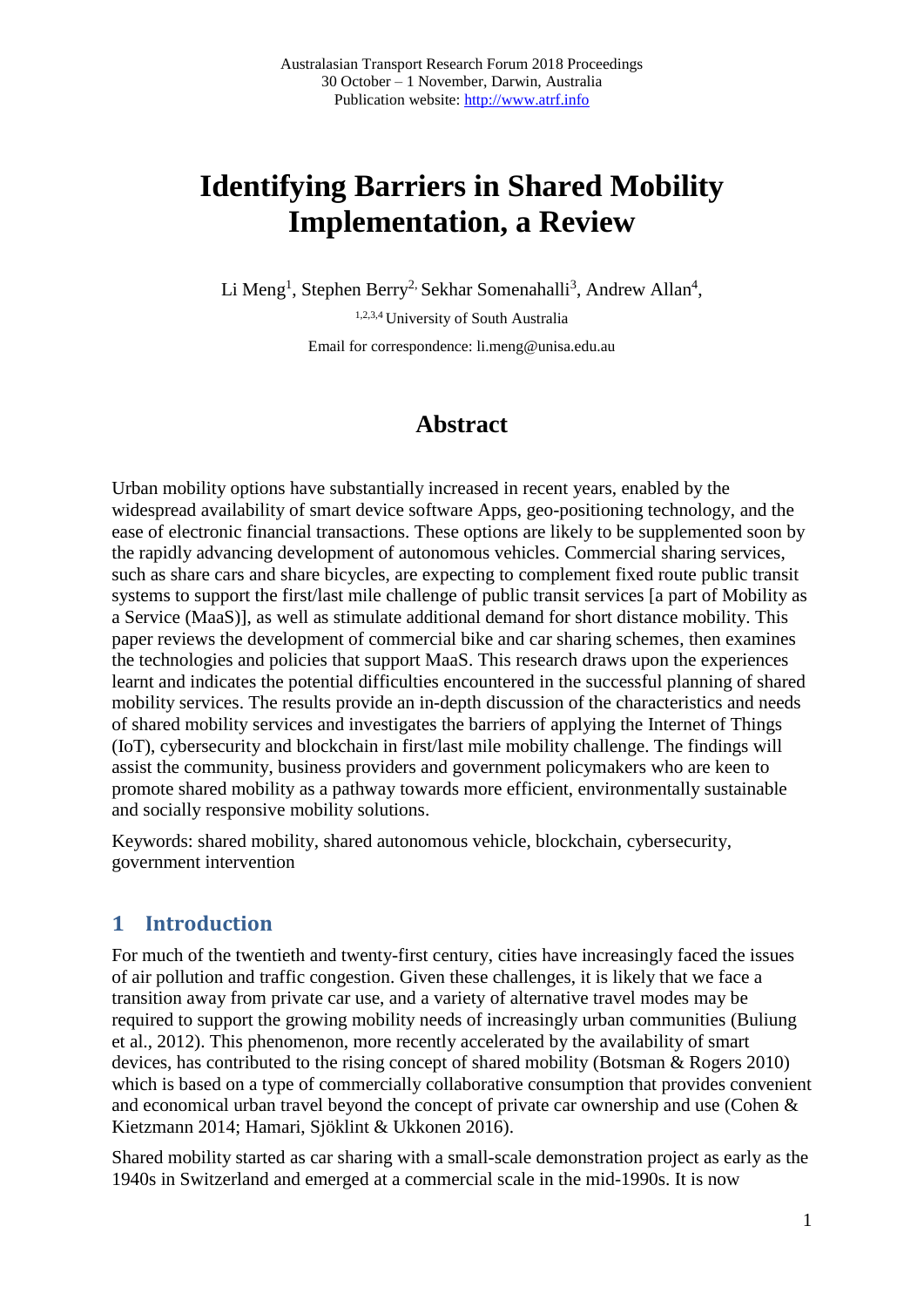Australasian Transport Research Forum 2018 Proceedings
30 October – 1 November, Darwin, Australia
Publication website: http://www.atrf.info

# Identifying Barriers in Shared Mobility Implementation, a Review

Li Meng[1], Stephen Berry[2], Sekhar Somenahalli[3], Andrew Allan[4],

[1,2,3,4] University of South Australia

Email for correspondence: li.meng@unisa.edu.au

## Abstract

Urban mobility options have substantially increased in recent years, enabled by the widespread availability of smart device software Apps, geo-positioning technology, and the ease of electronic financial transactions. These options are likely to be supplemented soon by the rapidly advancing development of autonomous vehicles. Commercial sharing services, such as share cars and share bicycles, are expecting to complement fixed route public transit systems to support the first/last mile challenge of public transit services [a part of Mobility as a Service (MaaS)], as well as stimulate additional demand for short distance mobility. This paper reviews the development of commercial bike and car sharing schemes, then examines the technologies and policies that support MaaS. This research draws upon the experiences learnt and indicates the potential difficulties encountered in the successful planning of shared mobility services. The results provide an in-depth discussion of the characteristics and needs of shared mobility services and investigates the barriers of applying the Internet of Things (IoT), cybersecurity and blockchain in first/last mile mobility challenge. The findings will assist the community, business providers and government policymakers who are keen to promote shared mobility as a pathway towards more efficient, environmentally sustainable and socially responsive mobility solutions.

Keywords: shared mobility, shared autonomous vehicle, blockchain, cybersecurity, government intervention

## 1 Introduction

For much of the twentieth and twenty-first century, cities have increasingly faced the issues of air pollution and traffic congestion. Given these challenges, it is likely that we face a transition away from private car use, and a variety of alternative travel modes may be required to support the growing mobility needs of increasingly urban communities (Buliung et al., 2012). This phenomenon, more recently accelerated by the availability of smart devices, has contributed to the rising concept of shared mobility (Botsman & Rogers 2010) which is based on a type of commercially collaborative consumption that provides convenient and economical urban travel beyond the concept of private car ownership and use (Cohen & Kietzmann 2014; Hamari, Sjöklint & Ukkonen 2016).

Shared mobility started as car sharing with a small-scale demonstration project as early as the 1940s in Switzerland and emerged at a commercial scale in the mid-1990s. It is now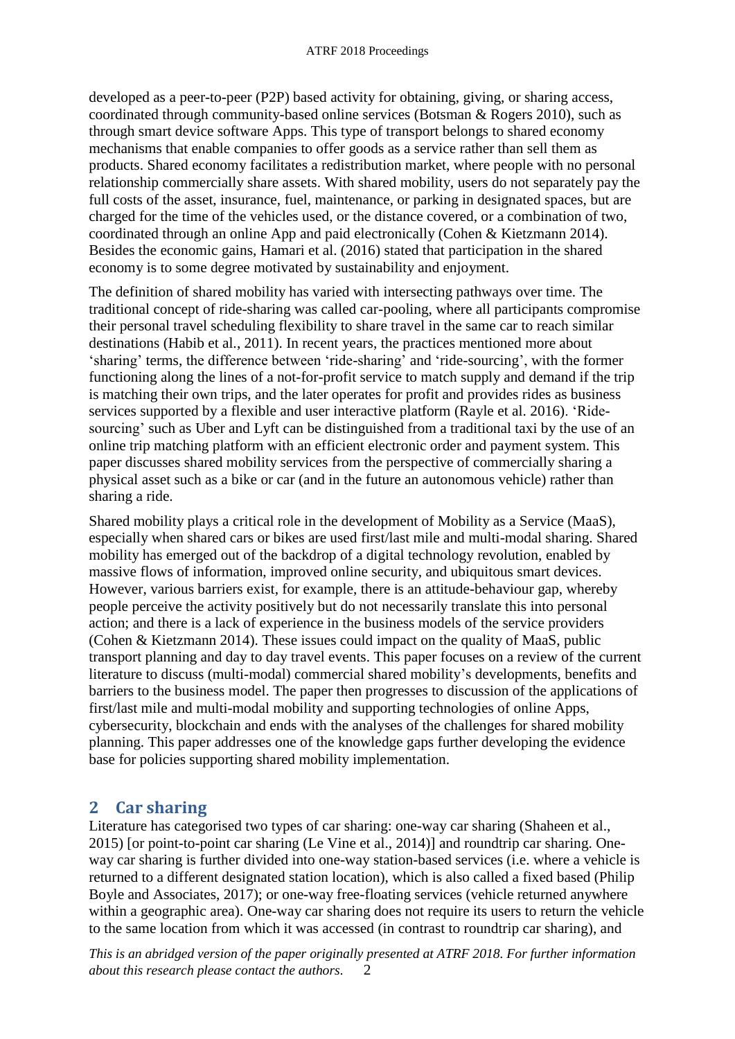developed as a peer-to-peer (P2P) based activity for obtaining, giving, or sharing access, coordinated through community-based online services (Botsman & Rogers 2010), such as through smart device software Apps. This type of transport belongs to shared economy mechanisms that enable companies to offer goods as a service rather than sell them as products. Shared economy facilitates a redistribution market, where people with no personal relationship commercially share assets. With shared mobility, users do not separately pay the full costs of the asset, insurance, fuel, maintenance, or parking in designated spaces, but are charged for the time of the vehicles used, or the distance covered, or a combination of two, coordinated through an online App and paid electronically (Cohen & Kietzmann 2014). Besides the economic gains, Hamari et al. (2016) stated that participation in the shared economy is to some degree motivated by sustainability and enjoyment.

The definition of shared mobility has varied with intersecting pathways over time. The traditional concept of ride-sharing was called car-pooling, where all participants compromise their personal travel scheduling flexibility to share travel in the same car to reach similar destinations (Habib et al., 2011). In recent years, the practices mentioned more about 'sharing' terms, the difference between 'ride-sharing' and 'ride-sourcing', with the former functioning along the lines of a not-for-profit service to match supply and demand if the trip is matching their own trips, and the later operates for profit and provides rides as business services supported by a flexible and user interactive platform (Rayle et al. 2016). 'Ride-sourcing' such as Uber and Lyft can be distinguished from a traditional taxi by the use of an online trip matching platform with an efficient electronic order and payment system. This paper discusses shared mobility services from the perspective of commercially sharing a physical asset such as a bike or car (and in the future an autonomous vehicle) rather than sharing a ride.

Shared mobility plays a critical role in the development of Mobility as a Service (MaaS), especially when shared cars or bikes are used first/last mile and multi-modal sharing. Shared mobility has emerged out of the backdrop of a digital technology revolution, enabled by massive flows of information, improved online security, and ubiquitous smart devices. However, various barriers exist, for example, there is an attitude-behaviour gap, whereby people perceive the activity positively but do not necessarily translate this into personal action; and there is a lack of experience in the business models of the service providers (Cohen & Kietzmann 2014). These issues could impact on the quality of MaaS, public transport planning and day to day travel events. This paper focuses on a review of the current literature to discuss (multi-modal) commercial shared mobility's developments, benefits and barriers to the business model. The paper then progresses to discussion of the applications of first/last mile and multi-modal mobility and supporting technologies of online Apps, cybersecurity, blockchain and ends with the analyses of the challenges for shared mobility planning. This paper addresses one of the knowledge gaps further developing the evidence base for policies supporting shared mobility implementation.

## 2 Car sharing

Literature has categorised two types of car sharing: one-way car sharing (Shaheen et al., 2015) [or point-to-point car sharing (Le Vine et al., 2014)] and roundtrip car sharing. One-way car sharing is further divided into one-way station-based services (i.e. where a vehicle is returned to a different designated station location), which is also called a fixed based (Philip Boyle and Associates, 2017); or one-way free-floating services (vehicle returned anywhere within a geographic area). One-way car sharing does not require its users to return the vehicle to the same location from which it was accessed (in contrast to roundtrip car sharing), and

*This is an abridged version of the paper originally presented at ATRF 2018. For further information about this research please contact the authors.*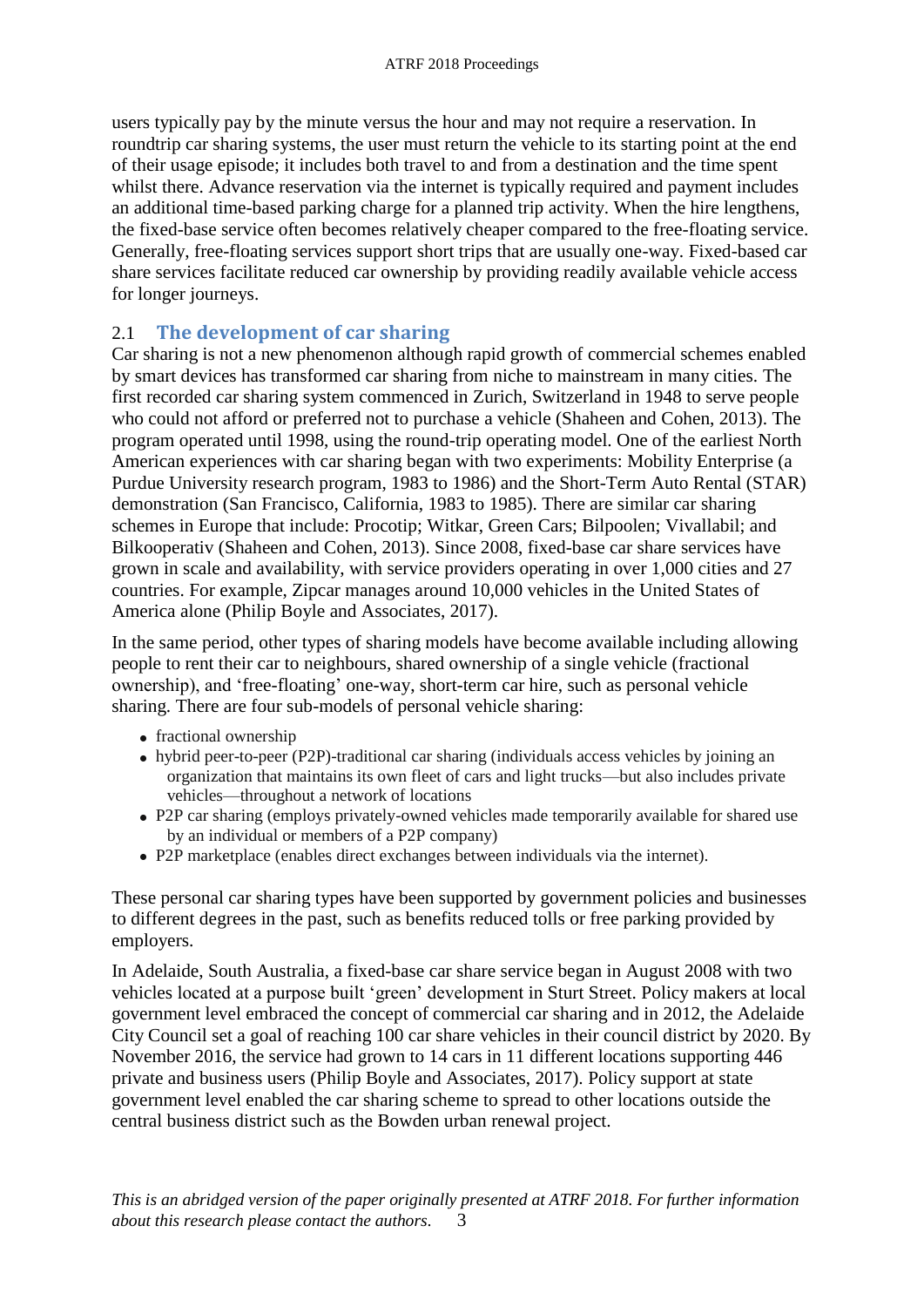users typically pay by the minute versus the hour and may not require a reservation. In roundtrip car sharing systems, the user must return the vehicle to its starting point at the end of their usage episode; it includes both travel to and from a destination and the time spent whilst there. Advance reservation via the internet is typically required and payment includes an additional time-based parking charge for a planned trip activity. When the hire lengthens, the fixed-base service often becomes relatively cheaper compared to the free-floating service. Generally, free-floating services support short trips that are usually one-way. Fixed-based car share services facilitate reduced car ownership by providing readily available vehicle access for longer journeys.

## 2.1 The development of car sharing

Car sharing is not a new phenomenon although rapid growth of commercial schemes enabled by smart devices has transformed car sharing from niche to mainstream in many cities. The first recorded car sharing system commenced in Zurich, Switzerland in 1948 to serve people who could not afford or preferred not to purchase a vehicle (Shaheen and Cohen, 2013). The program operated until 1998, using the round-trip operating model. One of the earliest North American experiences with car sharing began with two experiments: Mobility Enterprise (a Purdue University research program, 1983 to 1986) and the Short-Term Auto Rental (STAR) demonstration (San Francisco, California, 1983 to 1985). There are similar car sharing schemes in Europe that include: Procotip; Witkar, Green Cars; Bilpoolen; Vivallabil; and Bilkooperativ (Shaheen and Cohen, 2013). Since 2008, fixed-base car share services have grown in scale and availability, with service providers operating in over 1,000 cities and 27 countries. For example, Zipcar manages around 10,000 vehicles in the United States of America alone (Philip Boyle and Associates, 2017).

In the same period, other types of sharing models have become available including allowing people to rent their car to neighbours, shared ownership of a single vehicle (fractional ownership), and 'free-floating' one-way, short-term car hire, such as personal vehicle sharing. There are four sub-models of personal vehicle sharing:

- fractional ownership
- hybrid peer-to-peer (P2P)-traditional car sharing (individuals access vehicles by joining an organization that maintains its own fleet of cars and light trucks—but also includes private vehicles—throughout a network of locations
- P2P car sharing (employs privately-owned vehicles made temporarily available for shared use by an individual or members of a P2P company)
- P2P marketplace (enables direct exchanges between individuals via the internet).

These personal car sharing types have been supported by government policies and businesses to different degrees in the past, such as benefits reduced tolls or free parking provided by employers.

In Adelaide, South Australia, a fixed-base car share service began in August 2008 with two vehicles located at a purpose built 'green' development in Sturt Street. Policy makers at local government level embraced the concept of commercial car sharing and in 2012, the Adelaide City Council set a goal of reaching 100 car share vehicles in their council district by 2020. By November 2016, the service had grown to 14 cars in 11 different locations supporting 446 private and business users (Philip Boyle and Associates, 2017). Policy support at state government level enabled the car sharing scheme to spread to other locations outside the central business district such as the Bowden urban renewal project.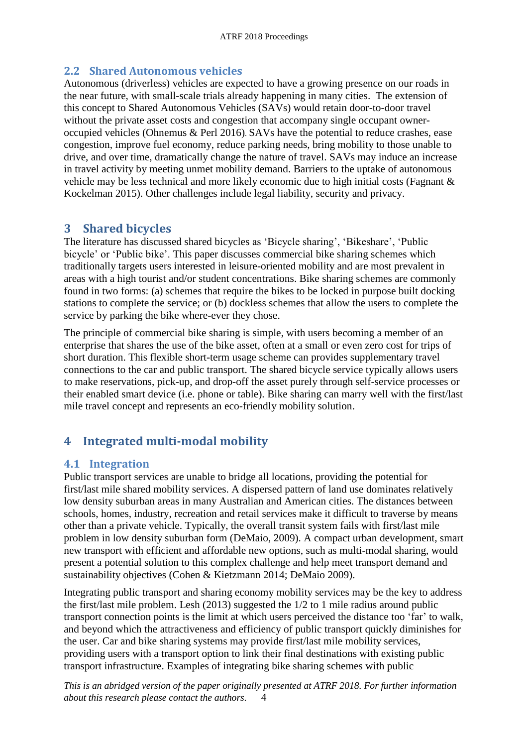### 2.2 Shared Autonomous vehicles

Autonomous (driverless) vehicles are expected to have a growing presence on our roads in the near future, with small-scale trials already happening in many cities. The extension of this concept to Shared Autonomous Vehicles (SAVs) would retain door-to-door travel without the private asset costs and congestion that accompany single occupant owner-occupied vehicles (Ohnemus & Perl 2016). SAVs have the potential to reduce crashes, ease congestion, improve fuel economy, reduce parking needs, bring mobility to those unable to drive, and over time, dramatically change the nature of travel. SAVs may induce an increase in travel activity by meeting unmet mobility demand. Barriers to the uptake of autonomous vehicle may be less technical and more likely economic due to high initial costs (Fagnant & Kockelman 2015). Other challenges include legal liability, security and privacy.

## 3 Shared bicycles

The literature has discussed shared bicycles as 'Bicycle sharing', 'Bikeshare', 'Public bicycle' or 'Public bike'. This paper discusses commercial bike sharing schemes which traditionally targets users interested in leisure-oriented mobility and are most prevalent in areas with a high tourist and/or student concentrations. Bike sharing schemes are commonly found in two forms: (a) schemes that require the bikes to be locked in purpose built docking stations to complete the service; or (b) dockless schemes that allow the users to complete the service by parking the bike where-ever they chose.

The principle of commercial bike sharing is simple, with users becoming a member of an enterprise that shares the use of the bike asset, often at a small or even zero cost for trips of short duration. This flexible short-term usage scheme can provides supplementary travel connections to the car and public transport. The shared bicycle service typically allows users to make reservations, pick-up, and drop-off the asset purely through self-service processes or their enabled smart device (i.e. phone or table). Bike sharing can marry well with the first/last mile travel concept and represents an eco-friendly mobility solution.

## 4 Integrated multi-modal mobility

### 4.1 Integration

Public transport services are unable to bridge all locations, providing the potential for first/last mile shared mobility services. A dispersed pattern of land use dominates relatively low density suburban areas in many Australian and American cities. The distances between schools, homes, industry, recreation and retail services make it difficult to traverse by means other than a private vehicle. Typically, the overall transit system fails with first/last mile problem in low density suburban form (DeMaio, 2009). A compact urban development, smart new transport with efficient and affordable new options, such as multi-modal sharing, would present a potential solution to this complex challenge and help meet transport demand and sustainability objectives (Cohen & Kietzmann 2014; DeMaio 2009).

Integrating public transport and sharing economy mobility services may be the key to address the first/last mile problem. Lesh (2013) suggested the 1/2 to 1 mile radius around public transport connection points is the limit at which users perceived the distance too 'far' to walk, and beyond which the attractiveness and efficiency of public transport quickly diminishes for the user. Car and bike sharing systems may provide first/last mile mobility services, providing users with a transport option to link their final destinations with existing public transport infrastructure. Examples of integrating bike sharing schemes with public

*This is an abridged version of the paper originally presented at ATRF 2018. For further information about this research please contact the authors.*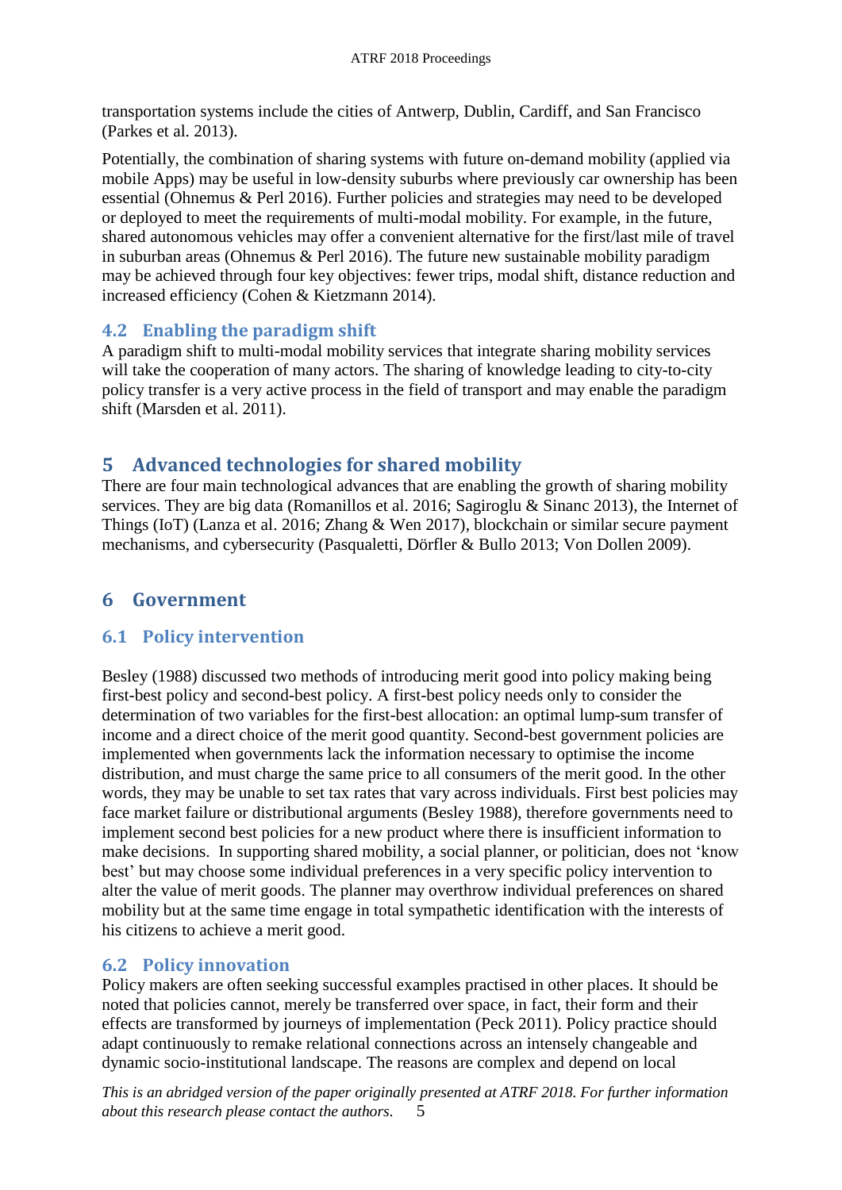transportation systems include the cities of Antwerp, Dublin, Cardiff, and San Francisco (Parkes et al. 2013).

Potentially, the combination of sharing systems with future on-demand mobility (applied via mobile Apps) may be useful in low-density suburbs where previously car ownership has been essential (Ohnemus & Perl 2016). Further policies and strategies may need to be developed or deployed to meet the requirements of multi-modal mobility. For example, in the future, shared autonomous vehicles may offer a convenient alternative for the first/last mile of travel in suburban areas (Ohnemus & Perl 2016). The future new sustainable mobility paradigm may be achieved through four key objectives: fewer trips, modal shift, distance reduction and increased efficiency (Cohen & Kietzmann 2014).

### 4.2 Enabling the paradigm shift

A paradigm shift to multi-modal mobility services that integrate sharing mobility services will take the cooperation of many actors. The sharing of knowledge leading to city-to-city policy transfer is a very active process in the field of transport and may enable the paradigm shift (Marsden et al. 2011).

## 5 Advanced technologies for shared mobility

There are four main technological advances that are enabling the growth of sharing mobility services. They are big data (Romanillos et al. 2016; Sagiroglu & Sinanc 2013), the Internet of Things (IoT) (Lanza et al. 2016; Zhang & Wen 2017), blockchain or similar secure payment mechanisms, and cybersecurity (Pasqualetti, Dörfler & Bullo 2013; Von Dollen 2009).

## 6 Government

### 6.1 Policy intervention

Besley (1988) discussed two methods of introducing merit good into policy making being first-best policy and second-best policy. A first-best policy needs only to consider the determination of two variables for the first-best allocation: an optimal lump-sum transfer of income and a direct choice of the merit good quantity. Second-best government policies are implemented when governments lack the information necessary to optimise the income distribution, and must charge the same price to all consumers of the merit good. In the other words, they may be unable to set tax rates that vary across individuals. First best policies may face market failure or distributional arguments (Besley 1988), therefore governments need to implement second best policies for a new product where there is insufficient information to make decisions. In supporting shared mobility, a social planner, or politician, does not 'know best' but may choose some individual preferences in a very specific policy intervention to alter the value of merit goods. The planner may overthrow individual preferences on shared mobility but at the same time engage in total sympathetic identification with the interests of his citizens to achieve a merit good.

### 6.2 Policy innovation

Policy makers are often seeking successful examples practised in other places. It should be noted that policies cannot, merely be transferred over space, in fact, their form and their effects are transformed by journeys of implementation (Peck 2011). Policy practice should adapt continuously to remake relational connections across an intensely changeable and dynamic socio-institutional landscape. The reasons are complex and depend on local

*This is an abridged version of the paper originally presented at ATRF 2018. For further information about this research please contact the authors.*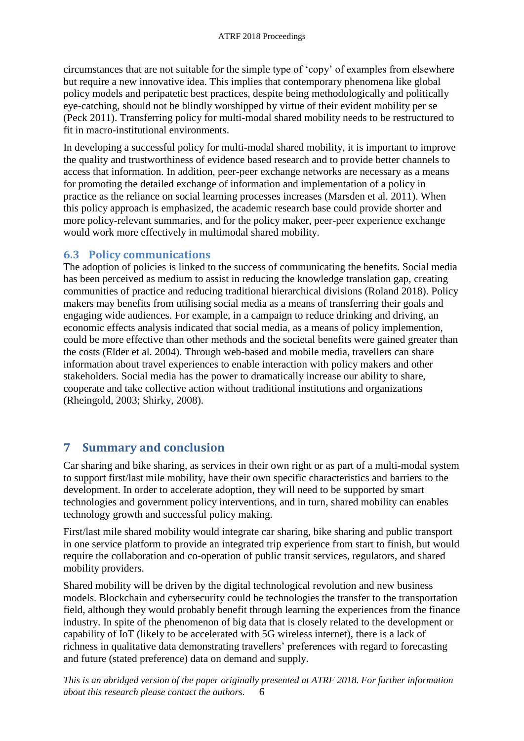circumstances that are not suitable for the simple type of 'copy' of examples from elsewhere but require a new innovative idea. This implies that contemporary phenomena like global policy models and peripatetic best practices, despite being methodologically and politically eye-catching, should not be blindly worshipped by virtue of their evident mobility per se (Peck 2011). Transferring policy for multi-modal shared mobility needs to be restructured to fit in macro-institutional environments.

In developing a successful policy for multi-modal shared mobility, it is important to improve the quality and trustworthiness of evidence based research and to provide better channels to access that information. In addition, peer-peer exchange networks are necessary as a means for promoting the detailed exchange of information and implementation of a policy in practice as the reliance on social learning processes increases (Marsden et al. 2011). When this policy approach is emphasized, the academic research base could provide shorter and more policy-relevant summaries, and for the policy maker, peer-peer experience exchange would work more effectively in multimodal shared mobility.

### 6.3 Policy communications

The adoption of policies is linked to the success of communicating the benefits. Social media has been perceived as medium to assist in reducing the knowledge translation gap, creating communities of practice and reducing traditional hierarchical divisions (Roland 2018). Policy makers may benefits from utilising social media as a means of transferring their goals and engaging wide audiences. For example, in a campaign to reduce drinking and driving, an economic effects analysis indicated that social media, as a means of policy implemention, could be more effective than other methods and the societal benefits were gained greater than the costs (Elder et al. 2004). Through web-based and mobile media, travellers can share information about travel experiences to enable interaction with policy makers and other stakeholders. Social media has the power to dramatically increase our ability to share, cooperate and take collective action without traditional institutions and organizations (Rheingold, 2003; Shirky, 2008).

## 7 Summary and conclusion

Car sharing and bike sharing, as services in their own right or as part of a multi-modal system to support first/last mile mobility, have their own specific characteristics and barriers to the development. In order to accelerate adoption, they will need to be supported by smart technologies and government policy interventions, and in turn, shared mobility can enables technology growth and successful policy making.

First/last mile shared mobility would integrate car sharing, bike sharing and public transport in one service platform to provide an integrated trip experience from start to finish, but would require the collaboration and co-operation of public transit services, regulators, and shared mobility providers.

Shared mobility will be driven by the digital technological revolution and new business models. Blockchain and cybersecurity could be technologies the transfer to the transportation field, although they would probably benefit through learning the experiences from the finance industry. In spite of the phenomenon of big data that is closely related to the development or capability of IoT (likely to be accelerated with 5G wireless internet), there is a lack of richness in qualitative data demonstrating travellers' preferences with regard to forecasting and future (stated preference) data on demand and supply.

*This is an abridged version of the paper originally presented at ATRF 2018. For further information about this research please contact the authors.*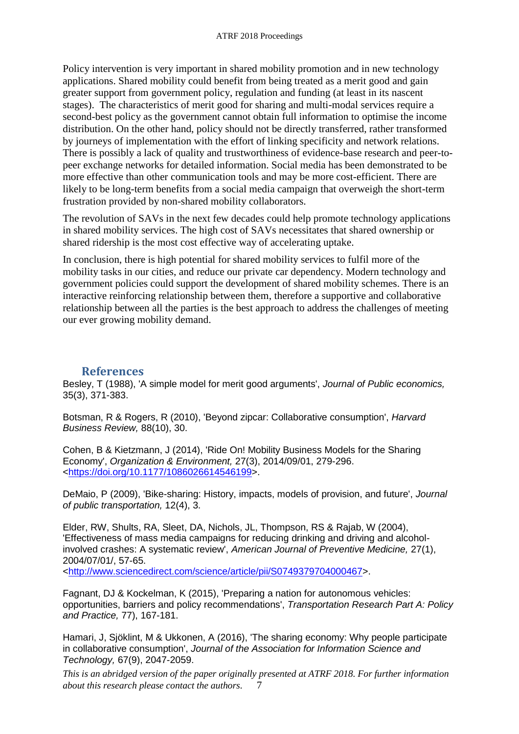Policy intervention is very important in shared mobility promotion and in new technology applications. Shared mobility could benefit from being treated as a merit good and gain greater support from government policy, regulation and funding (at least in its nascent stages). The characteristics of merit good for sharing and multi-modal services require a second-best policy as the government cannot obtain full information to optimise the income distribution. On the other hand, policy should not be directly transferred, rather transformed by journeys of implementation with the effort of linking specificity and network relations. There is possibly a lack of quality and trustworthiness of evidence-base research and peer-to-peer exchange networks for detailed information. Social media has been demonstrated to be more effective than other communication tools and may be more cost-efficient. There are likely to be long-term benefits from a social media campaign that overweigh the short-term frustration provided by non-shared mobility collaborators.

The revolution of SAVs in the next few decades could help promote technology applications in shared mobility services. The high cost of SAVs necessitates that shared ownership or shared ridership is the most cost effective way of accelerating uptake.

In conclusion, there is high potential for shared mobility services to fulfil more of the mobility tasks in our cities, and reduce our private car dependency. Modern technology and government policies could support the development of shared mobility schemes. There is an interactive reinforcing relationship between them, therefore a supportive and collaborative relationship between all the parties is the best approach to address the challenges of meeting our ever growing mobility demand.

## References

Besley, T (1988), 'A simple model for merit good arguments', *Journal of Public economics,* 35(3), 371-383.

Botsman, R & Rogers, R (2010), 'Beyond zipcar: Collaborative consumption', *Harvard Business Review,* 88(10), 30.

Cohen, B & Kietzmann, J (2014), 'Ride On! Mobility Business Models for the Sharing Economy', *Organization & Environment,* 27(3), 2014/09/01, 279-296. <https://doi.org/10.1177/1086026614546199>.

DeMaio, P (2009), 'Bike-sharing: History, impacts, models of provision, and future', *Journal of public transportation,* 12(4), 3.

Elder, RW, Shults, RA, Sleet, DA, Nichols, JL, Thompson, RS & Rajab, W (2004), 'Effectiveness of mass media campaigns for reducing drinking and driving and alcohol-involved crashes: A systematic review', *American Journal of Preventive Medicine,* 27(1), 2004/07/01/, 57-65. <http://www.sciencedirect.com/science/article/pii/S0749379704000467>.

Fagnant, DJ & Kockelman, K (2015), 'Preparing a nation for autonomous vehicles: opportunities, barriers and policy recommendations', *Transportation Research Part A: Policy and Practice,* 77), 167-181.

Hamari, J, Sjöklint, M & Ukkonen, A (2016), 'The sharing economy: Why people participate in collaborative consumption', *Journal of the Association for Information Science and Technology,* 67(9), 2047-2059.

*This is an abridged version of the paper originally presented at ATRF 2018. For further information about this research please contact the authors.*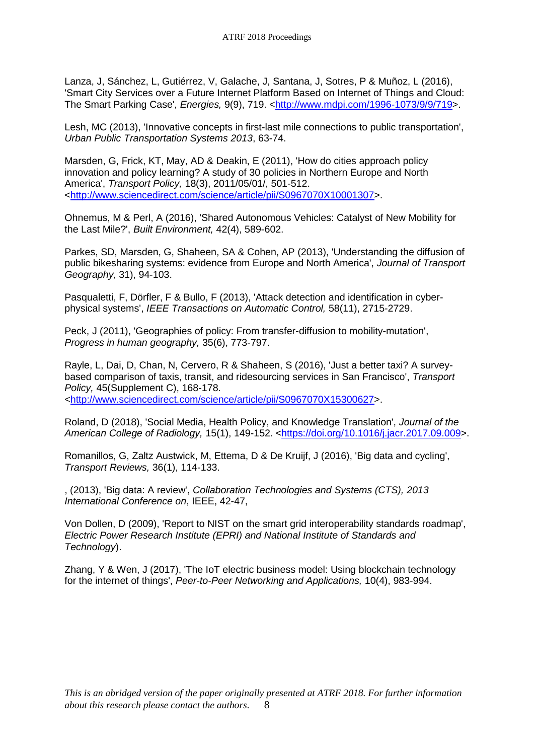Lanza, J, Sánchez, L, Gutiérrez, V, Galache, J, Santana, J, Sotres, P & Muñoz, L (2016), 'Smart City Services over a Future Internet Platform Based on Internet of Things and Cloud: The Smart Parking Case', *Energies,* 9(9), 719. <http://www.mdpi.com/1996-1073/9/9/719>.

Lesh, MC (2013), 'Innovative concepts in first-last mile connections to public transportation', *Urban Public Transportation Systems 2013*, 63-74.

Marsden, G, Frick, KT, May, AD & Deakin, E (2011), 'How do cities approach policy innovation and policy learning? A study of 30 policies in Northern Europe and North America', *Transport Policy,* 18(3), 2011/05/01/, 501-512. <http://www.sciencedirect.com/science/article/pii/S0967070X10001307>.

Ohnemus, M & Perl, A (2016), 'Shared Autonomous Vehicles: Catalyst of New Mobility for the Last Mile?', *Built Environment,* 42(4), 589-602.

Parkes, SD, Marsden, G, Shaheen, SA & Cohen, AP (2013), 'Understanding the diffusion of public bikesharing systems: evidence from Europe and North America', *Journal of Transport Geography,* 31), 94-103.

Pasqualetti, F, Dörfler, F & Bullo, F (2013), 'Attack detection and identification in cyber-physical systems', *IEEE Transactions on Automatic Control,* 58(11), 2715-2729.

Peck, J (2011), 'Geographies of policy: From transfer-diffusion to mobility-mutation', *Progress in human geography,* 35(6), 773-797.

Rayle, L, Dai, D, Chan, N, Cervero, R & Shaheen, S (2016), 'Just a better taxi? A survey-based comparison of taxis, transit, and ridesourcing services in San Francisco', *Transport Policy,* 45(Supplement C), 168-178. <http://www.sciencedirect.com/science/article/pii/S0967070X15300627>.

Roland, D (2018), 'Social Media, Health Policy, and Knowledge Translation', *Journal of the American College of Radiology,* 15(1), 149-152. <https://doi.org/10.1016/j.jacr.2017.09.009>.

Romanillos, G, Zaltz Austwick, M, Ettema, D & De Kruijf, J (2016), 'Big data and cycling', *Transport Reviews,* 36(1), 114-133.

, (2013), 'Big data: A review', *Collaboration Technologies and Systems (CTS), 2013 International Conference on*, IEEE, 42-47,

Von Dollen, D (2009), 'Report to NIST on the smart grid interoperability standards roadmap', *Electric Power Research Institute (EPRI) and National Institute of Standards and Technology*).

Zhang, Y & Wen, J (2017), 'The IoT electric business model: Using blockchain technology for the internet of things', *Peer-to-Peer Networking and Applications,* 10(4), 983-994.

*This is an abridged version of the paper originally presented at ATRF 2018. For further information about this research please contact the authors.*